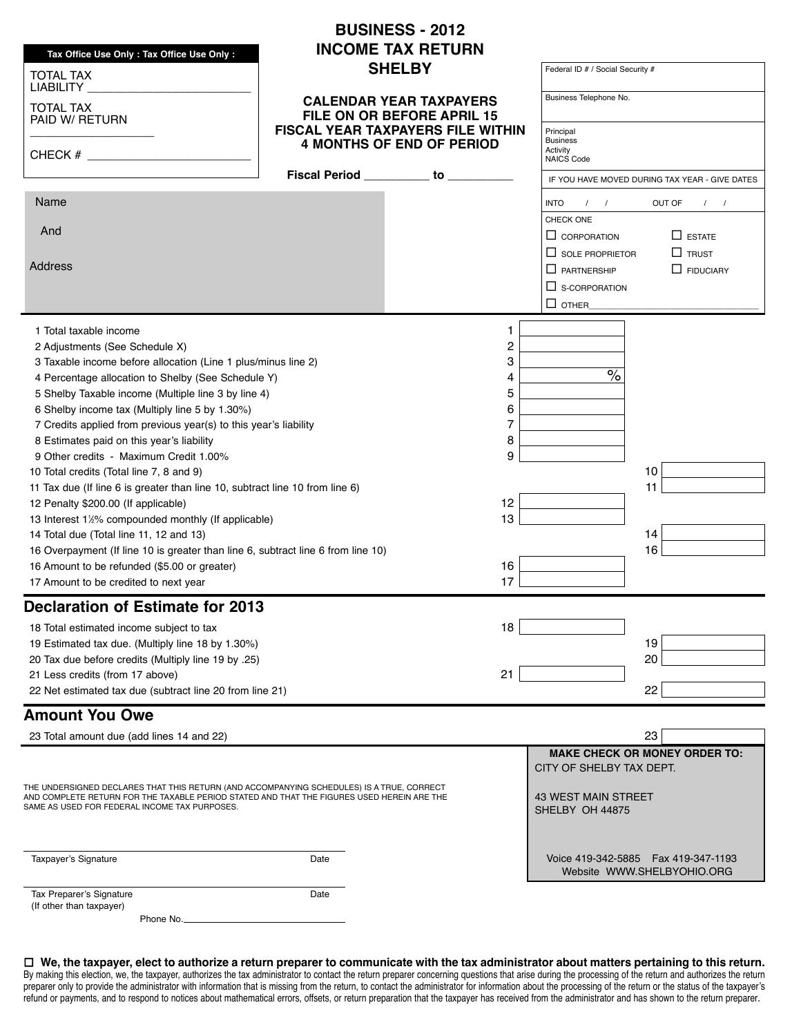# BUSINESS - 2012 INCOME TAX RETURN SHELBY

**Tax Office Use Only : Tax Office Use Only :**

TOTAL TAX LIABILITY ________________________

TOTAL TAX PAID W/ RETURN ________________

CHECK # ________________________

**CALENDAR YEAR TAXPAYERS FILE ON OR BEFORE APRIL 15**
**FISCAL YEAR TAXPAYERS FILE WITHIN 4 MONTHS OF END OF PERIOD**

**Fiscal Period __________ to __________**

Federal ID # / Social Security #

Business Telephone No.

Principal Business Activity NAICS Code

IF YOU HAVE MOVED DURING TAX YEAR - GIVE DATES

INTO / / OUT OF / /

Name

And

Address

CHECK ONE

- ☐ CORPORATION
- ☐ ESTATE
- ☐ SOLE PROPRIETOR
- ☐ TRUST
- ☐ PARTNERSHIP
- ☐ FIDUCIARY
- ☐ S-CORPORATION
- ☐ OTHER________________________________

| Line | Description | | |
|---|---|---|---|
| 1 | Total taxable income | 1 | |
| 2 | Adjustments (See Schedule X) | 2 | |
| 3 | Taxable income before allocation (Line 1 plus/minus line 2) | 3 | |
| 4 | Percentage allocation to Shelby (See Schedule Y) | 4 | % |
| 5 | Shelby Taxable income (Multiple line 3 by line 4) | 5 | |
| 6 | Shelby income tax (Multiply line 5 by 1.30%) | 6 | |
| 7 | Credits applied from previous year(s) to this year's liability | 7 | |
| 8 | Estimates paid on this year's liability | 8 | |
| 9 | Other credits - Maximum Credit 1.00% | 9 | |
| 10 | Total credits (Total line 7, 8 and 9) | | 10 |
| 11 | Tax due (If line 6 is greater than line 10, subtract line 10 from line 6) | | 11 |
| 12 | Penalty $200.00 (If applicable) | 12 | |
| 13 | Interest 1½% compounded monthly (If applicable) | 13 | |
| 14 | Total due (Total line 11, 12 and 13) | | 14 |
| 16 | Overpayment (If line 10 is greater than line 6, subtract line 6 from line 10) | | 16 |
| 16 | Amount to be refunded ($5.00 or greater) | 16 | |
| 17 | Amount to be credited to next year | 17 | |

## Declaration of Estimate for 2013

| Line | Description | | |
|---|---|---|---|
| 18 | Total estimated income subject to tax | 18 | |
| 19 | Estimated tax due. (Multiply line 18 by 1.30%) | | 19 |
| 20 | Tax due before credits (Multiply line 19 by .25) | | 20 |
| 21 | Less credits (from 17 above) | 21 | |
| 22 | Net estimated tax due (subtract line 20 from line 21) | | 22 |

## Amount You Owe

| Line | Description | |
|---|---|---|
| 23 | Total amount due (add lines 14 and 22) | 23 |

THE UNDERSIGNED DECLARES THAT THIS RETURN (AND ACCOMPANYING SCHEDULES) IS A TRUE, CORRECT AND COMPLETE RETURN FOR THE TAXABLE PERIOD STATED AND THAT THE FIGURES USED HEREIN ARE THE SAME AS USED FOR FEDERAL INCOME TAX PURPOSES.

**MAKE CHECK OR MONEY ORDER TO:**
CITY OF SHELBY TAX DEPT.

43 WEST MAIN STREET
SHELBY OH 44875

Voice 419-342-5885 Fax 419-347-1193
Website WWW.SHELBYOHIO.ORG

________________________________________
Taxpayer's Signature Date

________________________________________
Tax Preparer's Signature Date
(If other than taxpayer)

Phone No.______________________________

☐ **We, the taxpayer, elect to authorize a return preparer to communicate with the tax administrator about matters pertaining to this return.** By making this election, we, the taxpayer, authorizes the tax administrator to contact the return preparer concerning questions that arise during the processing of the return and authorizes the return preparer only to provide the administrator with information that is missing from the return, to contact the administrator for information about the processing of the return or the status of the taxpayer's refund or payments, and to respond to notices about mathematical errors, offsets, or return preparation that the taxpayer has received from the administrator and has shown to the return preparer.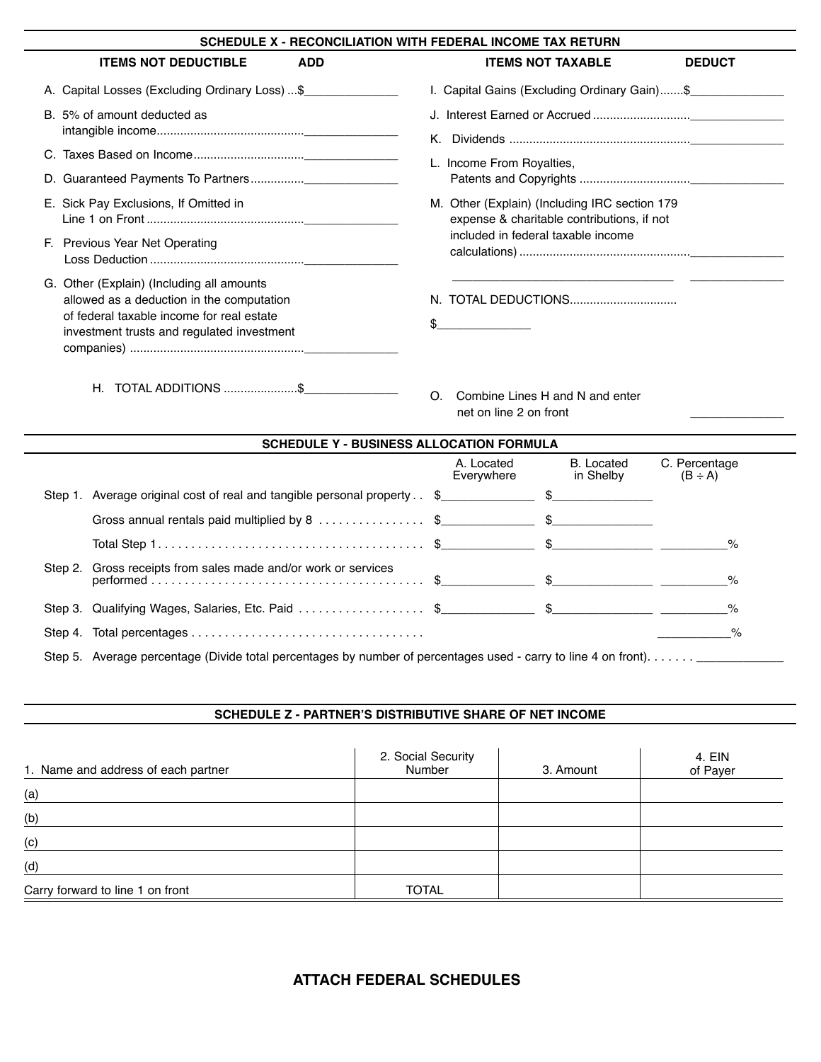## SCHEDULE X - RECONCILIATION WITH FEDERAL INCOME TAX RETURN

| ITEMS NOT DEDUCTIBLE | ADD |
|---|---|
| A. Capital Losses (Excluding Ordinary Loss) | $______________ |
| B. 5% of amount deducted as intangible income | ______________ |
| C. Taxes Based on Income | ______________ |
| D. Guaranteed Payments To Partners | ______________ |
| E. Sick Pay Exclusions, If Omitted in Line 1 on Front | ______________ |
| F. Previous Year Net Operating Loss Deduction | ______________ |
| G. Other (Explain) (Including all amounts allowed as a deduction in the computation of federal taxable income for real estate investment trusts and regulated investment companies) | ______________ |
| H. TOTAL ADDITIONS | $______________ |

| ITEMS NOT TAXABLE | DEDUCT |
|---|---|
| I. Capital Gains (Excluding Ordinary Gain) | $______________ |
| J. Interest Earned or Accrued | ______________ |
| K. Dividends | ______________ |
| L. Income From Royalties, Patents and Copyrights | ______________ |
| M. Other (Explain) (Including IRC section 179 expense & charitable contributions, if not included in federal taxable income calculations) | ______________ |
| ______________________________ | ______________ |
| N. TOTAL DEDUCTIONS $______________ | |
| O. Combine Lines H and N and enter net on line 2 on front | ______________ |

## SCHEDULE Y - BUSINESS ALLOCATION FORMULA

| | | A. Located Everywhere | B. Located in Shelby | C. Percentage (B ÷ A) |
|---|---|---|---|---|
| Step 1. | Average original cost of real and tangible personal property | $______________ | $______________ | |
| | Gross annual rentals paid multiplied by 8 | $______________ | $______________ | |
| | Total Step 1 | $______________ | $______________ | __________% |
| Step 2. | Gross receipts from sales made and/or work or services performed | $______________ | $______________ | __________% |
| Step 3. | Qualifying Wages, Salaries, Etc. Paid | $______________ | $______________ | __________% |
| Step 4. | Total percentages | | | __________% |
| Step 5. | Average percentage (Divide total percentages by number of percentages used - carry to line 4 on front) | | | ______________ |

## SCHEDULE Z - PARTNER'S DISTRIBUTIVE SHARE OF NET INCOME

| 1. Name and address of each partner | 2. Social Security Number | 3. Amount | 4. EIN of Payer |
|---|---|---|---|
| (a) | | | |
| (b) | | | |
| (c) | | | |
| (d) | | | |
| Carry forward to line 1 on front | TOTAL | | |

**ATTACH FEDERAL SCHEDULES**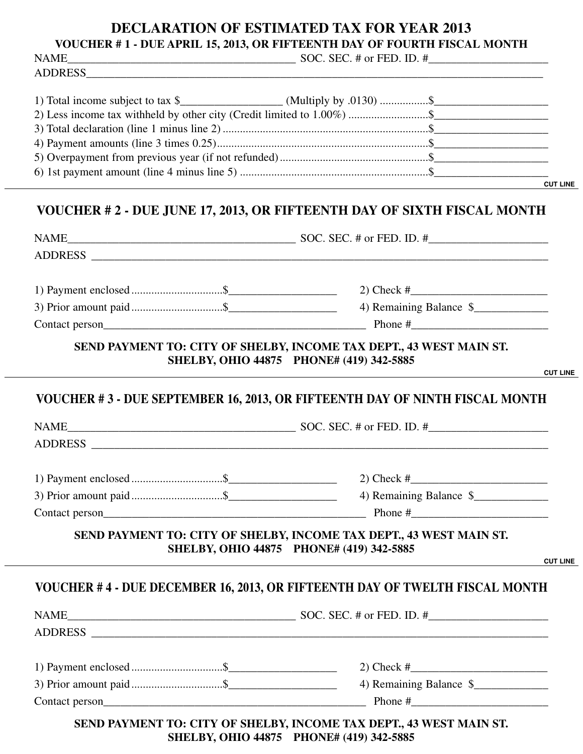# DECLARATION OF ESTIMATED TAX FOR YEAR 2013

### VOUCHER # 1 - DUE APRIL 15, 2013, OR FIFTEENTH DAY OF FOURTH FISCAL MONTH

NAME_______________________________________ SOC. SEC. # or FED. ID. #____________________

ADDRESS___________________________________________________________________________

1) Total income subject to tax $_________________ (Multiply by .0130) ................$____________________

2) Less income tax withheld by other city (Credit limited to 1.00%) ...........................$____________________

3) Total declaration (line 1 minus line 2) .......................................................................$____________________

4) Payment amounts (line 3 times 0.25)..........................................................................$____________________

5) Overpayment from previous year (if not refunded) ....................................................$____________________

6) 1st payment amount (line 4 minus line 5) ..................................................................$____________________

CUT LINE

---

### VOUCHER # 2 - DUE JUNE 17, 2013, OR FIFTEENTH DAY OF SIXTH FISCAL MONTH

NAME_______________________________________ SOC. SEC. # or FED. ID. #____________________

ADDRESS ___________________________________________________________________________

1) Payment enclosed ...............................$__________________ 2) Check #________________________

3) Prior amount paid ...............................$__________________ 4) Remaining Balance $____________

Contact person_______________________________________________ Phone #________________________

**SEND PAYMENT TO: CITY OF SHELBY, INCOME TAX DEPT., 43 WEST MAIN ST.**
**SHELBY, OHIO 44875 PHONE# (419) 342-5885**

CUT LINE

---

### VOUCHER # 3 - DUE SEPTEMBER 16, 2013, OR FIFTEENTH DAY OF NINTH FISCAL MONTH

NAME_______________________________________ SOC. SEC. # or FED. ID. #____________________

ADDRESS ___________________________________________________________________________

1) Payment enclosed ...............................$__________________ 2) Check #________________________

3) Prior amount paid ...............................$__________________ 4) Remaining Balance $____________

Contact person_______________________________________________ Phone #________________________

**SEND PAYMENT TO: CITY OF SHELBY, INCOME TAX DEPT., 43 WEST MAIN ST.**
**SHELBY, OHIO 44875 PHONE# (419) 342-5885**

CUT LINE

---

### VOUCHER # 4 - DUE DECEMBER 16, 2013, OR FIFTEENTH DAY OF TWELTH FISCAL MONTH

NAME_______________________________________ SOC. SEC. # or FED. ID. #____________________

ADDRESS ___________________________________________________________________________

1) Payment enclosed ...............................$__________________ 2) Check #________________________

3) Prior amount paid ...............................$__________________ 4) Remaining Balance $____________

Contact person_______________________________________________ Phone #________________________

**SEND PAYMENT TO: CITY OF SHELBY, INCOME TAX DEPT., 43 WEST MAIN ST.**
**SHELBY, OHIO 44875 PHONE# (419) 342-5885**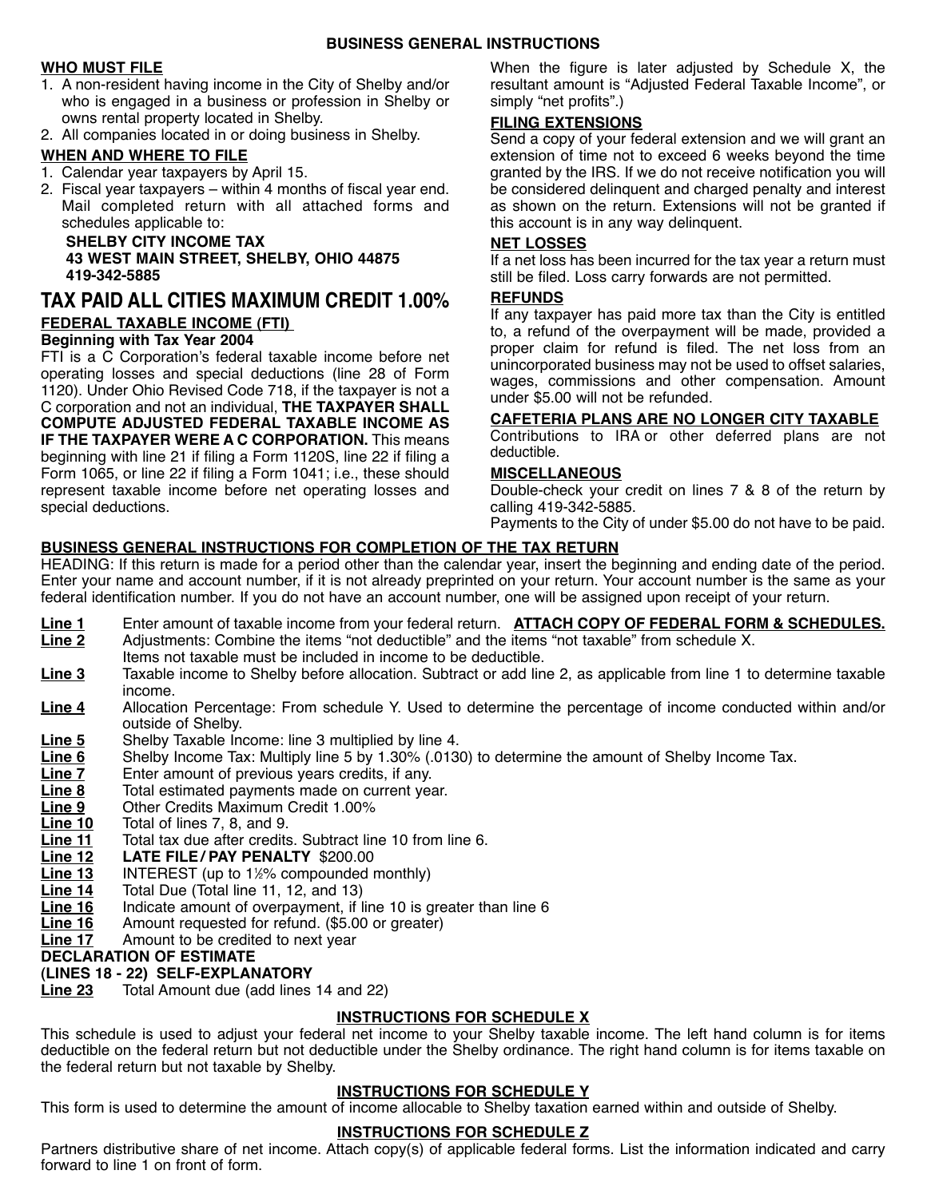## BUSINESS GENERAL INSTRUCTIONS

### WHO MUST FILE

1. A non-resident having income in the City of Shelby and/or who is engaged in a business or profession in Shelby or owns rental property located in Shelby.
2. All companies located in or doing business in Shelby.

### WHEN AND WHERE TO FILE

1. Calendar year taxpayers by April 15.
2. Fiscal year taxpayers – within 4 months of fiscal year end. Mail completed return with all attached forms and schedules applicable to:

**SHELBY CITY INCOME TAX**
**43 WEST MAIN STREET, SHELBY, OHIO 44875**
**419-342-5885**

## TAX PAID ALL CITIES MAXIMUM CREDIT 1.00%

### FEDERAL TAXABLE INCOME (FTI)

**Beginning with Tax Year 2004**

FTI is a C Corporation's federal taxable income before net operating losses and special deductions (line 28 of Form 1120). Under Ohio Revised Code 718, if the taxpayer is not a C corporation and not an individual, **THE TAXPAYER SHALL COMPUTE ADJUSTED FEDERAL TAXABLE INCOME AS IF THE TAXPAYER WERE A C CORPORATION.** This means beginning with line 21 if filing a Form 1120S, line 22 if filing a Form 1065, or line 22 if filing a Form 1041; i.e., these should represent taxable income before net operating losses and special deductions. When the figure is later adjusted by Schedule X, the resultant amount is "Adjusted Federal Taxable Income", or simply "net profits".)

### FILING EXTENSIONS

Send a copy of your federal extension and we will grant an extension of time not to exceed 6 weeks beyond the time granted by the IRS. If we do not receive notification you will be considered delinquent and charged penalty and interest as shown on the return. Extensions will not be granted if this account is in any way delinquent.

### NET LOSSES

If a net loss has been incurred for the tax year a return must still be filed. Loss carry forwards are not permitted.

### REFUNDS

If any taxpayer has paid more tax than the City is entitled to, a refund of the overpayment will be made, provided a proper claim for refund is filed. The net loss from an unincorporated business may not be used to offset salaries, wages, commissions and other compensation. Amount under $5.00 will not be refunded.

### CAFETERIA PLANS ARE NO LONGER CITY TAXABLE

Contributions to IRA or other deferred plans are not deductible.

### MISCELLANEOUS

Double-check your credit on lines 7 & 8 of the return by calling 419-342-5885.
Payments to the City of under $5.00 do not have to be paid.

### BUSINESS GENERAL INSTRUCTIONS FOR COMPLETION OF THE TAX RETURN

HEADING: If this return is made for a period other than the calendar year, insert the beginning and ending date of the period. Enter your name and account number, if it is not already preprinted on your return. Your account number is the same as your federal identification number. If you do not have an account number, one will be assigned upon receipt of your return.

**Line 1** Enter amount of taxable income from your federal return. **ATTACH COPY OF FEDERAL FORM & SCHEDULES.**
**Line 2** Adjustments: Combine the items "not deductible" and the items "not taxable" from schedule X. Items not taxable must be included in income to be deductible.
**Line 3** Taxable income to Shelby before allocation. Subtract or add line 2, as applicable from line 1 to determine taxable income.
**Line 4** Allocation Percentage: From schedule Y. Used to determine the percentage of income conducted within and/or outside of Shelby.
**Line 5** Shelby Taxable Income: line 3 multiplied by line 4.
**Line 6** Shelby Income Tax: Multiply line 5 by 1.30% (.0130) to determine the amount of Shelby Income Tax.
**Line 7** Enter amount of previous years credits, if any.
**Line 8** Total estimated payments made on current year.
**Line 9** Other Credits Maximum Credit 1.00%
**Line 10** Total of lines 7, 8, and 9.
**Line 11** Total tax due after credits. Subtract line 10 from line 6.
**Line 12** **LATE FILE / PAY PENALTY** $200.00
**Line 13** INTEREST (up to 1½% compounded monthly)
**Line 14** Total Due (Total line 11, 12, and 13)
**Line 16** Indicate amount of overpayment, if line 10 is greater than line 6
**Line 16** Amount requested for refund. ($5.00 or greater)
**Line 17** Amount to be credited to next year

**DECLARATION OF ESTIMATE**
**(LINES 18 - 22) SELF-EXPLANATORY**

**Line 23** Total Amount due (add lines 14 and 22)

### INSTRUCTIONS FOR SCHEDULE X

This schedule is used to adjust your federal net income to your Shelby taxable income. The left hand column is for items deductible on the federal return but not deductible under the Shelby ordinance. The right hand column is for items taxable on the federal return but not taxable by Shelby.

### INSTRUCTIONS FOR SCHEDULE Y

This form is used to determine the amount of income allocable to Shelby taxation earned within and outside of Shelby.

### INSTRUCTIONS FOR SCHEDULE Z

Partners distributive share of net income. Attach copy(s) of applicable federal forms. List the information indicated and carry forward to line 1 on front of form.